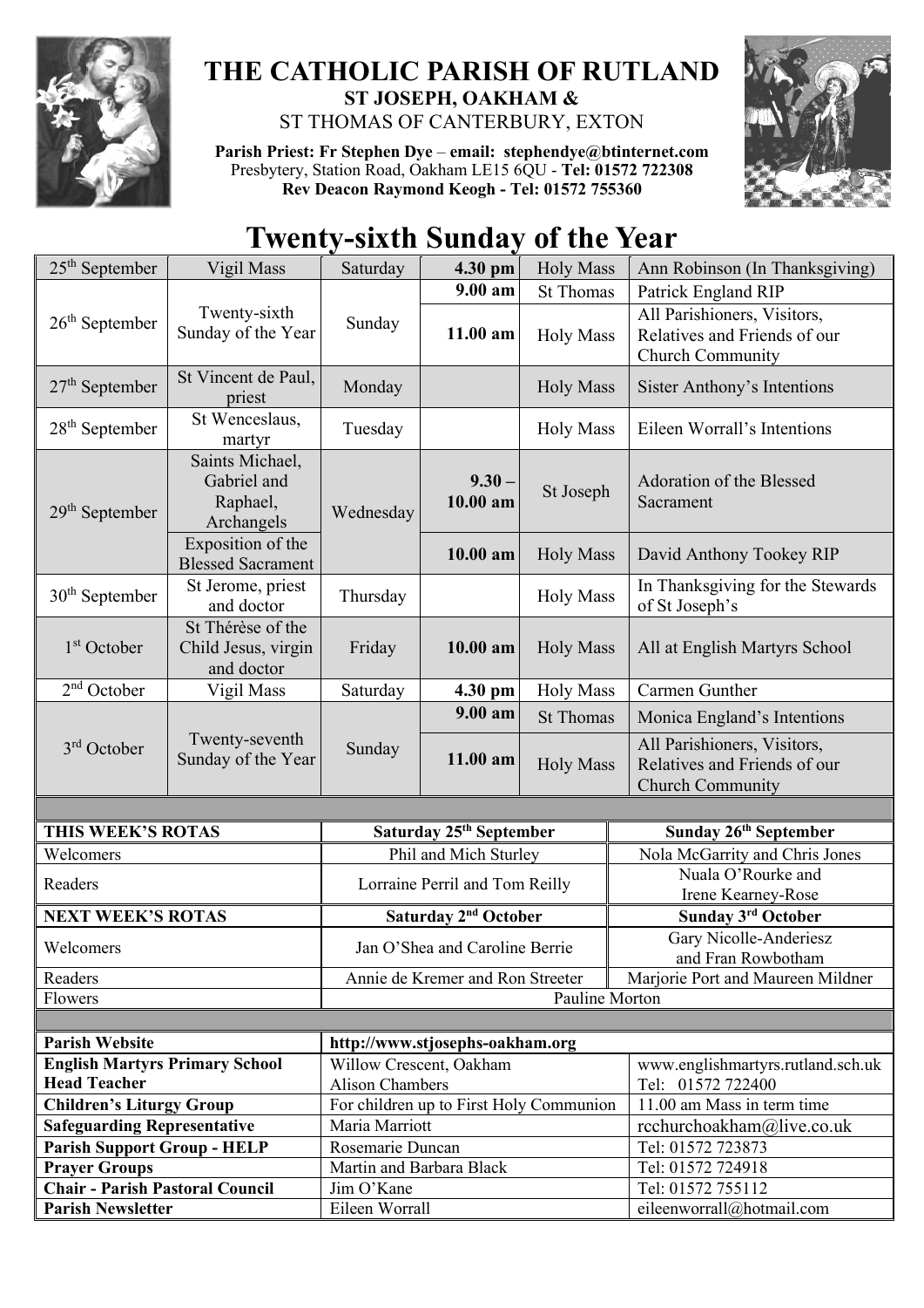# THE CATHOLIC PARISH OF RUTLAND

**ST JOSEPH, OAKHAM &**

ST THOMAS OF CANTERBURY, EXTON

**Parish Priest: Fr Stephen Dye** – **email: stephendye@btinternet.com**
Presbytery, Station Road, Oakham LE15 6QU - **Tel: 01572 722308**
**Rev Deacon Raymond Keogh - Tel: 01572 755360**

## Twenty-sixth Sunday of the Year

| | | | | | |
|---|---|---|---|---|---|
| 25th September | Vigil Mass | Saturday | **4.30 pm** | Holy Mass | Ann Robinson (In Thanksgiving) |
| 26th September | Twenty-sixth Sunday of the Year | Sunday | **9.00 am** | St Thomas | Patrick England RIP |
| | | | **11.00 am** | Holy Mass | All Parishioners, Visitors, Relatives and Friends of our Church Community |
| 27th September | St Vincent de Paul, priest | Monday | | Holy Mass | Sister Anthony's Intentions |
| 28th September | St Wenceslaus, martyr | Tuesday | | Holy Mass | Eileen Worrall's Intentions |
| 29th September | Saints Michael, Gabriel and Raphael, Archangels | Wednesday | **9.30 – 10.00 am** | St Joseph | Adoration of the Blessed Sacrament |
| | Exposition of the Blessed Sacrament | | **10.00 am** | Holy Mass | David Anthony Tookey RIP |
| 30th September | St Jerome, priest and doctor | Thursday | | Holy Mass | In Thanksgiving for the Stewards of St Joseph's |
| 1st October | St Thérèse of the Child Jesus, virgin and doctor | Friday | **10.00 am** | Holy Mass | All at English Martyrs School |
| 2nd October | Vigil Mass | Saturday | **4.30 pm** | Holy Mass | Carmen Gunther |
| 3rd October | Twenty-seventh Sunday of the Year | Sunday | **9.00 am** | St Thomas | Monica England's Intentions |
| | | | **11.00 am** | Holy Mass | All Parishioners, Visitors, Relatives and Friends of our Church Community |

| **THIS WEEK'S ROTAS** | **Saturday 25th September** | **Sunday 26th September** |
|---|---|---|
| Welcomers | Phil and Mich Sturley | Nola McGarrity and Chris Jones |
| Readers | Lorraine Perril and Tom Reilly | Nuala O'Rourke and Irene Kearney-Rose |
| **NEXT WEEK'S ROTAS** | **Saturday 2nd October** | **Sunday 3rd October** |
| Welcomers | Jan O'Shea and Caroline Berrie | Gary Nicolle-Anderiesz and Fran Rowbotham |
| Readers | Annie de Kremer and Ron Streeter | Marjorie Port and Maureen Mildner |
| Flowers | Pauline Morton | |

| | | |
|---|---|---|
| **Parish Website** | http://www.stjosephs-oakham.org | |
| **English Martyrs Primary School Head Teacher** | Willow Crescent, Oakham Alison Chambers | www.englishmartyrs.rutland.sch.uk Tel: 01572 722400 |
| **Children's Liturgy Group** | For children up to First Holy Communion | 11.00 am Mass in term time |
| **Safeguarding Representative** | Maria Marriott | rcchurchoakham@live.co.uk |
| **Parish Support Group - HELP** | Rosemarie Duncan | Tel: 01572 723873 |
| **Prayer Groups** | Martin and Barbara Black | Tel: 01572 724918 |
| **Chair - Parish Pastoral Council** | Jim O'Kane | Tel: 01572 755112 |
| **Parish Newsletter** | Eileen Worrall | eileenworrall@hotmail.com |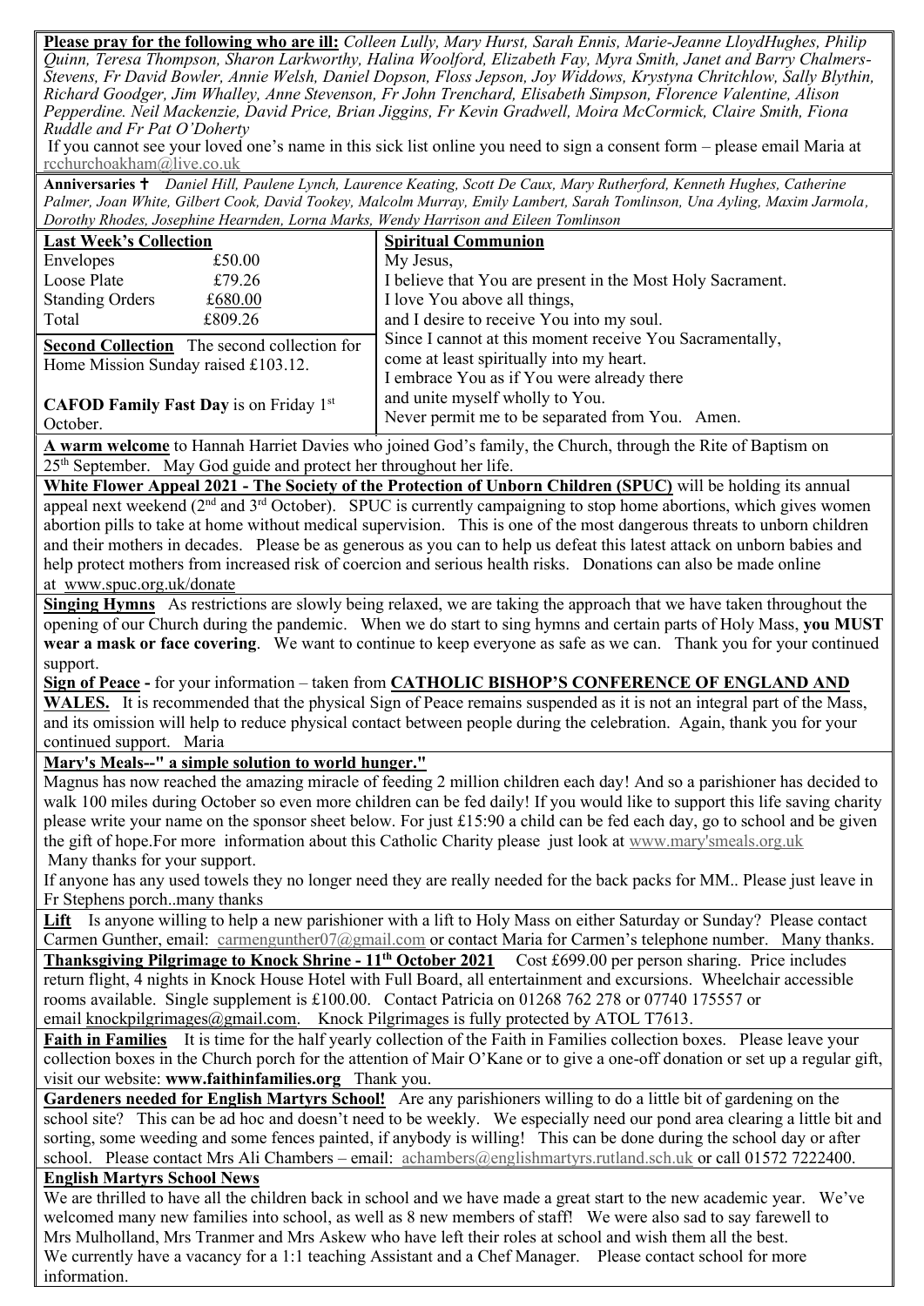**Please pray for the following who are ill:** *Colleen Lully, Mary Hurst, Sarah Ennis, Marie-Jeanne LloydHughes, Philip Quinn, Teresa Thompson, Sharon Larkworthy, Halina Woolford, Elizabeth Fay, Myra Smith, Janet and Barry Chalmers-Stevens, Fr David Bowler, Annie Welsh, Daniel Dopson, Floss Jepson, Joy Widdows, Krystyna Chritchlow, Sally Blythin, Richard Goodger, Jim Whalley, Anne Stevenson, Fr John Trenchard, Elisabeth Simpson, Florence Valentine, Alison Pepperdine. Neil Mackenzie, David Price, Brian Jiggins, Fr Kevin Gradwell, Moira McCormick, Claire Smith, Fiona Ruddle and Fr Pat O'Doherty*

If you cannot see your loved one's name in this sick list online you need to sign a consent form – please email Maria at rcchurchoakham@live.co.uk

**Anniversaries ✝** *Daniel Hill, Paulene Lynch, Laurence Keating, Scott De Caux, Mary Rutherford, Kenneth Hughes, Catherine Palmer, Joan White, Gilbert Cook, David Tookey, Malcolm Murray, Emily Lambert, Sarah Tomlinson, Una Ayling, Maxim Jarmola, Dorothy Rhodes, Josephine Hearnden, Lorna Marks, Wendy Harrison and Eileen Tomlinson*

**Last Week's Collection**

| | |
|---|---|
| Envelopes | £50.00 |
| Loose Plate | £79.26 |
| Standing Orders | £680.00 |
| Total | £809.26 |

**Second Collection** The second collection for Home Mission Sunday raised £103.12.

**CAFOD Family Fast Day** is on Friday 1st October.

**Spiritual Communion**

My Jesus,
I believe that You are present in the Most Holy Sacrament.
I love You above all things,
and I desire to receive You into my soul.
Since I cannot at this moment receive You Sacramentally,
come at least spiritually into my heart.
I embrace You as if You were already there
and unite myself wholly to You.
Never permit me to be separated from You. Amen.

**A warm welcome** to Hannah Harriet Davies who joined God's family, the Church, through the Rite of Baptism on 25th September. May God guide and protect her throughout her life.

**White Flower Appeal 2021 - The Society of the Protection of Unborn Children (SPUC)** will be holding its annual appeal next weekend (2nd and 3rd October). SPUC is currently campaigning to stop home abortions, which gives women abortion pills to take at home without medical supervision. This is one of the most dangerous threats to unborn children and their mothers in decades. Please be as generous as you can to help us defeat this latest attack on unborn babies and help protect mothers from increased risk of coercion and serious health risks. Donations can also be made online at www.spuc.org.uk/donate

**Singing Hymns** As restrictions are slowly being relaxed, we are taking the approach that we have taken throughout the opening of our Church during the pandemic. When we do start to sing hymns and certain parts of Holy Mass, **you MUST wear a mask or face covering**. We want to continue to keep everyone as safe as we can. Thank you for your continued support.

**Sign of Peace -** for your information – taken from **CATHOLIC BISHOP'S CONFERENCE OF ENGLAND AND WALES.** It is recommended that the physical Sign of Peace remains suspended as it is not an integral part of the Mass, and its omission will help to reduce physical contact between people during the celebration. Again, thank you for your continued support. Maria

**Mary's Meals--" a simple solution to world hunger."**

Magnus has now reached the amazing miracle of feeding 2 million children each day! And so a parishioner has decided to walk 100 miles during October so even more children can be fed daily! If you would like to support this life saving charity please write your name on the sponsor sheet below. For just £15:90 a child can be fed each day, go to school and be given the gift of hope.For more information about this Catholic Charity please just look at www.mary'smeals.org.uk

Many thanks for your support.

If anyone has any used towels they no longer need they are really needed for the back packs for MM.. Please just leave in Fr Stephens porch..many thanks

**Lift** Is anyone willing to help a new parishioner with a lift to Holy Mass on either Saturday or Sunday? Please contact Carmen Gunther, email: carmengunther07@gmail.com or contact Maria for Carmen's telephone number. Many thanks.

**Thanksgiving Pilgrimage to Knock Shrine - 11th October 2021** Cost £699.00 per person sharing. Price includes return flight, 4 nights in Knock House Hotel with Full Board, all entertainment and excursions. Wheelchair accessible rooms available. Single supplement is £100.00. Contact Patricia on 01268 762 278 or 07740 175557 or email knockpilgrimages@gmail.com. Knock Pilgrimages is fully protected by ATOL T7613.

**Faith in Families** It is time for the half yearly collection of the Faith in Families collection boxes. Please leave your collection boxes in the Church porch for the attention of Mair O'Kane or to give a one-off donation or set up a regular gift, visit our website: **www.faithinfamilies.org** Thank you.

**Gardeners needed for English Martyrs School!** Are any parishioners willing to do a little bit of gardening on the school site? This can be ad hoc and doesn't need to be weekly. We especially need our pond area clearing a little bit and sorting, some weeding and some fences painted, if anybody is willing! This can be done during the school day or after school. Please contact Mrs Ali Chambers – email: achambers@englishmartyrs.rutland.sch.uk or call 01572 7222400.

**English Martyrs School News**

We are thrilled to have all the children back in school and we have made a great start to the new academic year. We've welcomed many new families into school, as well as 8 new members of staff! We were also sad to say farewell to Mrs Mulholland, Mrs Tranmer and Mrs Askew who have left their roles at school and wish them all the best.

We currently have a vacancy for a 1:1 teaching Assistant and a Chef Manager. Please contact school for more information.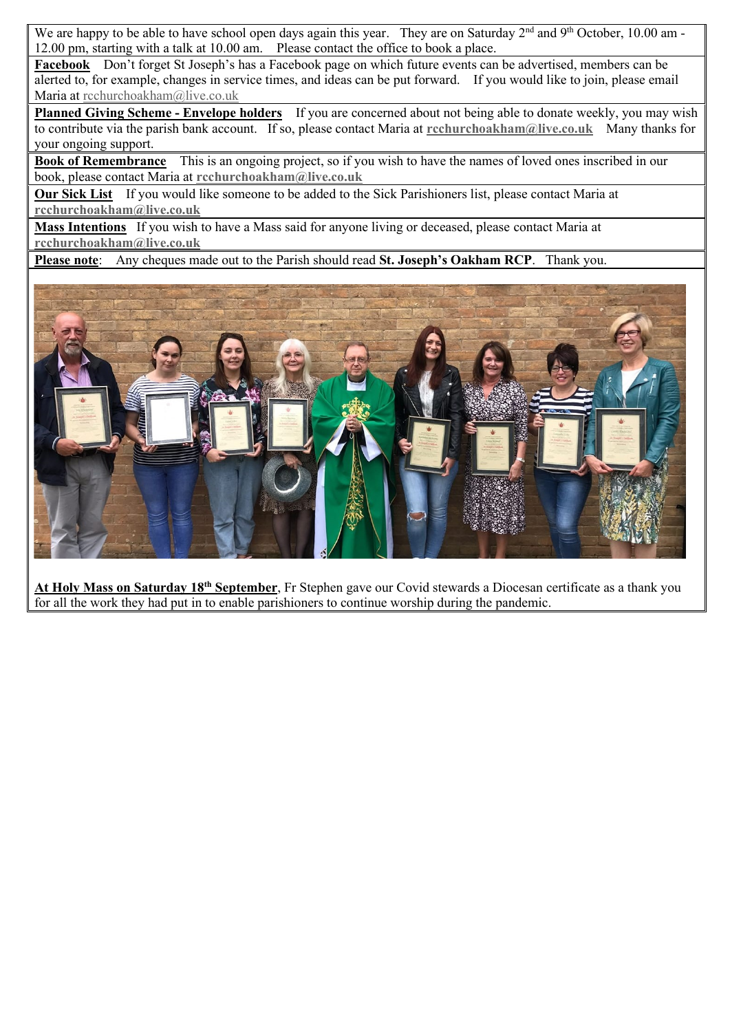We are happy to be able to have school open days again this year. They are on Saturday 2nd and 9th October, 10.00 am - 12.00 pm, starting with a talk at 10.00 am. Please contact the office to book a place.

**Facebook** Don't forget St Joseph's has a Facebook page on which future events can be advertised, members can be alerted to, for example, changes in service times, and ideas can be put forward. If you would like to join, please email Maria at rcchurchoakham@live.co.uk

**Planned Giving Scheme - Envelope holders** If you are concerned about not being able to donate weekly, you may wish to contribute via the parish bank account. If so, please contact Maria at **rcchurchoakham@live.co.uk** Many thanks for your ongoing support.

**Book of Remembrance** This is an ongoing project, so if you wish to have the names of loved ones inscribed in our book, please contact Maria at **rcchurchoakham@live.co.uk**

**Our Sick List** If you would like someone to be added to the Sick Parishioners list, please contact Maria at **rcchurchoakham@live.co.uk**

**Mass Intentions** If you wish to have a Mass said for anyone living or deceased, please contact Maria at **rcchurchoakham@live.co.uk**

**Please note**: Any cheques made out to the Parish should read **St. Joseph's Oakham RCP**. Thank you.

**At Holy Mass on Saturday 18th September**, Fr Stephen gave our Covid stewards a Diocesan certificate as a thank you for all the work they had put in to enable parishioners to continue worship during the pandemic.